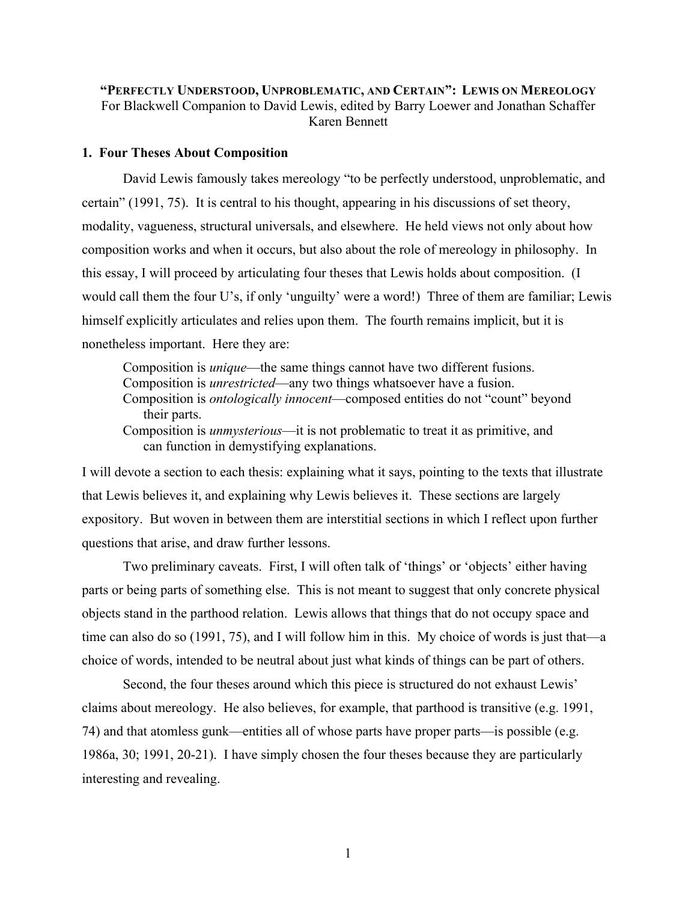# "PERFECTLY UNDERSTOOD, UNPROBLEMATIC, AND CERTAIN": LEWIS ON MEREOLOGY

For Blackwell Companion to David Lewis, edited by Barry Loewer and Jonathan Schaffer

Karen Bennett

## 1. Four Theses About Composition

David Lewis famously takes mereology "to be perfectly understood, unproblematic, and certain" (1991, 75). It is central to his thought, appearing in his discussions of set theory, modality, vagueness, structural universals, and elsewhere. He held views not only about how composition works and when it occurs, but also about the role of mereology in philosophy. In this essay, I will proceed by articulating four theses that Lewis holds about composition. (I would call them the four U's, if only 'unguilty' were a word!) Three of them are familiar; Lewis himself explicitly articulates and relies upon them. The fourth remains implicit, but it is nonetheless important. Here they are:

> Composition is *unique*—the same things cannot have two different fusions.
> Composition is *unrestricted*—any two things whatsoever have a fusion.
> Composition is *ontologically innocent*—composed entities do not "count" beyond their parts.
> Composition is *unmysterious*—it is not problematic to treat it as primitive, and can function in demystifying explanations.

I will devote a section to each thesis: explaining what it says, pointing to the texts that illustrate that Lewis believes it, and explaining why Lewis believes it. These sections are largely expository. But woven in between them are interstitial sections in which I reflect upon further questions that arise, and draw further lessons.

Two preliminary caveats. First, I will often talk of 'things' or 'objects' either having parts or being parts of something else. This is not meant to suggest that only concrete physical objects stand in the parthood relation. Lewis allows that things that do not occupy space and time can also do so (1991, 75), and I will follow him in this. My choice of words is just that—a choice of words, intended to be neutral about just what kinds of things can be part of others.

Second, the four theses around which this piece is structured do not exhaust Lewis' claims about mereology. He also believes, for example, that parthood is transitive (e.g. 1991, 74) and that atomless gunk—entities all of whose parts have proper parts—is possible (e.g. 1986a, 30; 1991, 20-21). I have simply chosen the four theses because they are particularly interesting and revealing.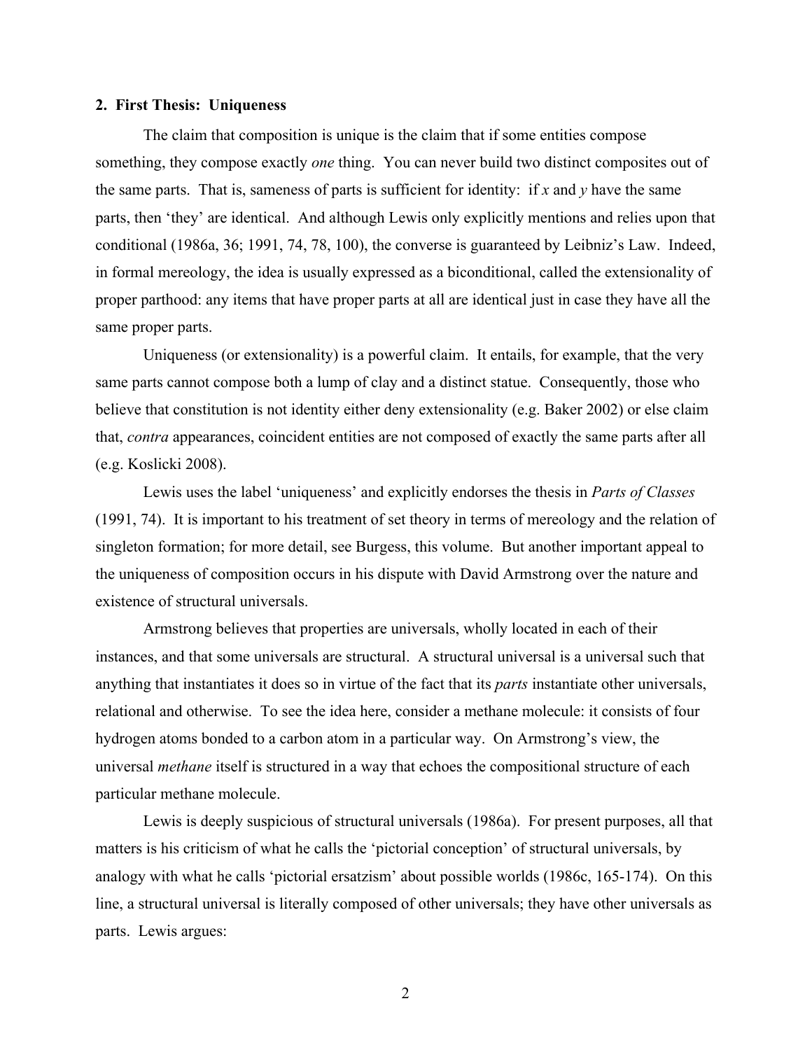## 2. First Thesis: Uniqueness

The claim that composition is unique is the claim that if some entities compose something, they compose exactly *one* thing. You can never build two distinct composites out of the same parts. That is, sameness of parts is sufficient for identity: if *x* and *y* have the same parts, then 'they' are identical. And although Lewis only explicitly mentions and relies upon that conditional (1986a, 36; 1991, 74, 78, 100), the converse is guaranteed by Leibniz's Law. Indeed, in formal mereology, the idea is usually expressed as a biconditional, called the extensionality of proper parthood: any items that have proper parts at all are identical just in case they have all the same proper parts.

Uniqueness (or extensionality) is a powerful claim. It entails, for example, that the very same parts cannot compose both a lump of clay and a distinct statue. Consequently, those who believe that constitution is not identity either deny extensionality (e.g. Baker 2002) or else claim that, *contra* appearances, coincident entities are not composed of exactly the same parts after all (e.g. Koslicki 2008).

Lewis uses the label 'uniqueness' and explicitly endorses the thesis in *Parts of Classes* (1991, 74). It is important to his treatment of set theory in terms of mereology and the relation of singleton formation; for more detail, see Burgess, this volume. But another important appeal to the uniqueness of composition occurs in his dispute with David Armstrong over the nature and existence of structural universals.

Armstrong believes that properties are universals, wholly located in each of their instances, and that some universals are structural. A structural universal is a universal such that anything that instantiates it does so in virtue of the fact that its *parts* instantiate other universals, relational and otherwise. To see the idea here, consider a methane molecule: it consists of four hydrogen atoms bonded to a carbon atom in a particular way. On Armstrong's view, the universal *methane* itself is structured in a way that echoes the compositional structure of each particular methane molecule.

Lewis is deeply suspicious of structural universals (1986a). For present purposes, all that matters is his criticism of what he calls the 'pictorial conception' of structural universals, by analogy with what he calls 'pictorial ersatzism' about possible worlds (1986c, 165-174). On this line, a structural universal is literally composed of other universals; they have other universals as parts. Lewis argues: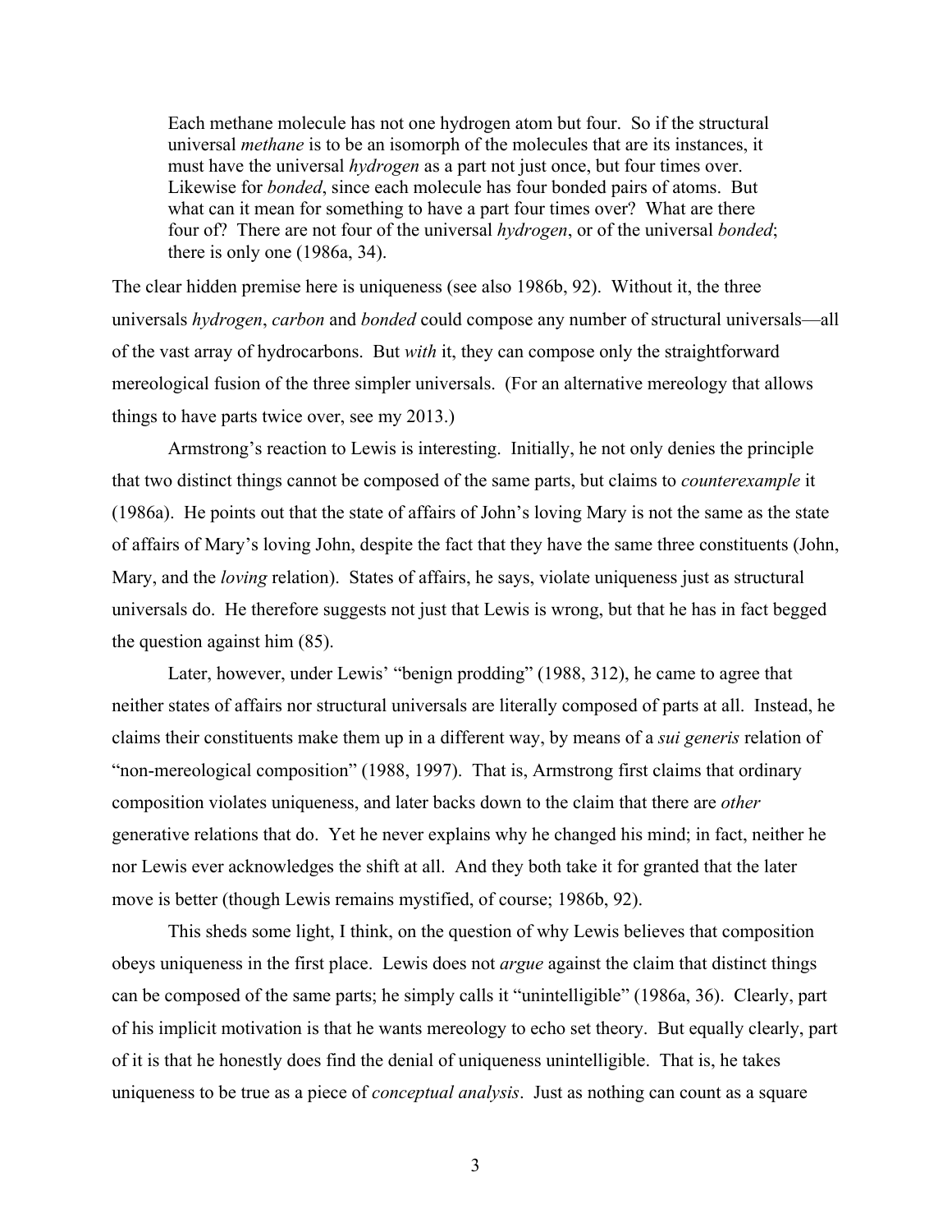> Each methane molecule has not one hydrogen atom but four. So if the structural universal *methane* is to be an isomorph of the molecules that are its instances, it must have the universal *hydrogen* as a part not just once, but four times over. Likewise for *bonded*, since each molecule has four bonded pairs of atoms. But what can it mean for something to have a part four times over? What are there four of? There are not four of the universal *hydrogen*, or of the universal *bonded*; there is only one (1986a, 34).

The clear hidden premise here is uniqueness (see also 1986b, 92). Without it, the three universals *hydrogen*, *carbon* and *bonded* could compose any number of structural universals—all of the vast array of hydrocarbons. But *with* it, they can compose only the straightforward mereological fusion of the three simpler universals. (For an alternative mereology that allows things to have parts twice over, see my 2013.)

Armstrong's reaction to Lewis is interesting. Initially, he not only denies the principle that two distinct things cannot be composed of the same parts, but claims to *counterexample* it (1986a). He points out that the state of affairs of John's loving Mary is not the same as the state of affairs of Mary's loving John, despite the fact that they have the same three constituents (John, Mary, and the *loving* relation). States of affairs, he says, violate uniqueness just as structural universals do. He therefore suggests not just that Lewis is wrong, but that he has in fact begged the question against him (85).

Later, however, under Lewis' "benign prodding" (1988, 312), he came to agree that neither states of affairs nor structural universals are literally composed of parts at all. Instead, he claims their constituents make them up in a different way, by means of a *sui generis* relation of "non-mereological composition" (1988, 1997). That is, Armstrong first claims that ordinary composition violates uniqueness, and later backs down to the claim that there are *other* generative relations that do. Yet he never explains why he changed his mind; in fact, neither he nor Lewis ever acknowledges the shift at all. And they both take it for granted that the later move is better (though Lewis remains mystified, of course; 1986b, 92).

This sheds some light, I think, on the question of why Lewis believes that composition obeys uniqueness in the first place. Lewis does not *argue* against the claim that distinct things can be composed of the same parts; he simply calls it "unintelligible" (1986a, 36). Clearly, part of his implicit motivation is that he wants mereology to echo set theory. But equally clearly, part of it is that he honestly does find the denial of uniqueness unintelligible. That is, he takes uniqueness to be true as a piece of *conceptual analysis*. Just as nothing can count as a square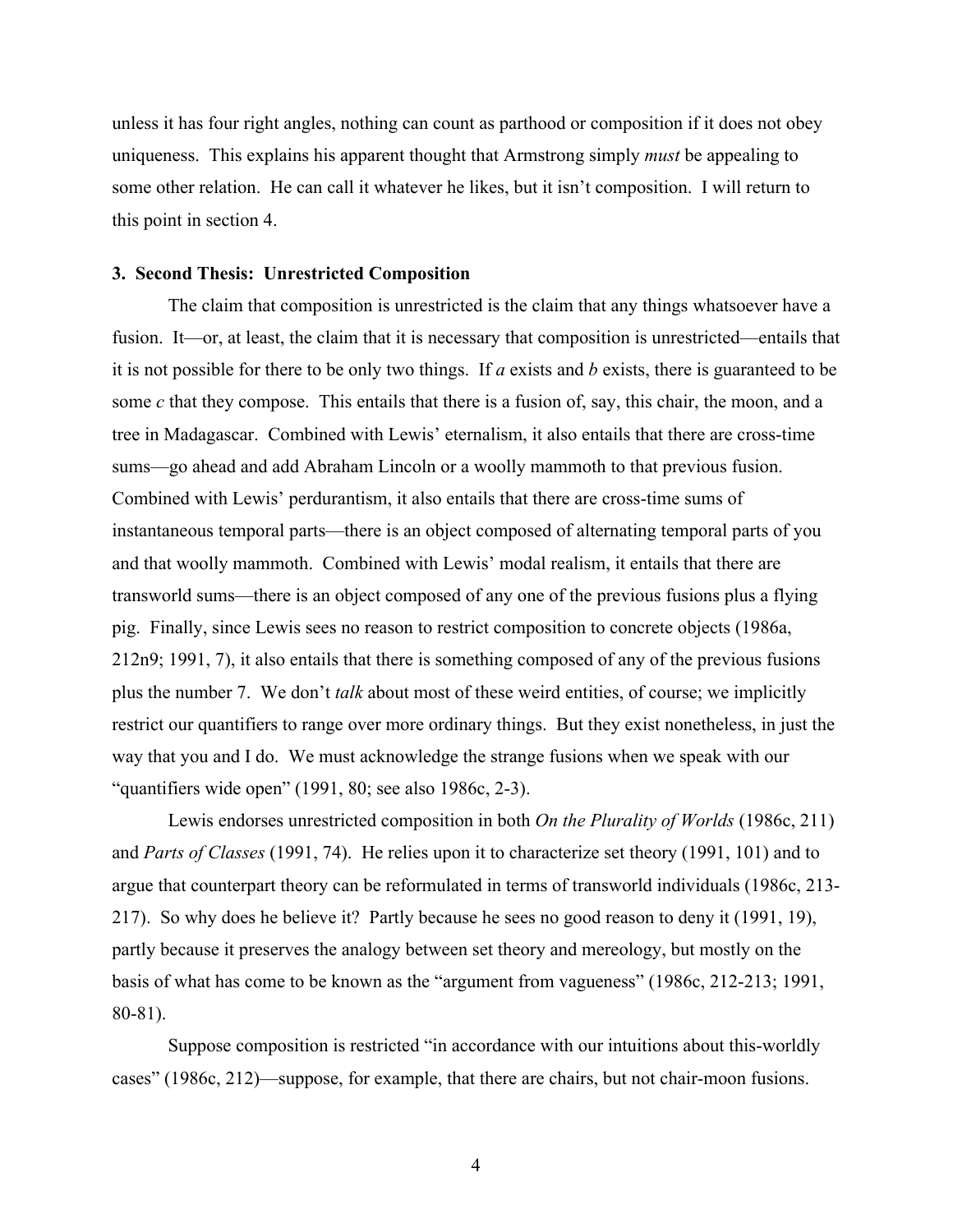unless it has four right angles, nothing can count as parthood or composition if it does not obey uniqueness. This explains his apparent thought that Armstrong simply *must* be appealing to some other relation. He can call it whatever he likes, but it isn't composition. I will return to this point in section 4.

### 3. Second Thesis: Unrestricted Composition

The claim that composition is unrestricted is the claim that any things whatsoever have a fusion. It—or, at least, the claim that it is necessary that composition is unrestricted—entails that it is not possible for there to be only two things. If *a* exists and *b* exists, there is guaranteed to be some *c* that they compose. This entails that there is a fusion of, say, this chair, the moon, and a tree in Madagascar. Combined with Lewis' eternalism, it also entails that there are cross-time sums—go ahead and add Abraham Lincoln or a woolly mammoth to that previous fusion. Combined with Lewis' perdurantism, it also entails that there are cross-time sums of instantaneous temporal parts—there is an object composed of alternating temporal parts of you and that woolly mammoth. Combined with Lewis' modal realism, it entails that there are transworld sums—there is an object composed of any one of the previous fusions plus a flying pig. Finally, since Lewis sees no reason to restrict composition to concrete objects (1986a, 212n9; 1991, 7), it also entails that there is something composed of any of the previous fusions plus the number 7. We don't *talk* about most of these weird entities, of course; we implicitly restrict our quantifiers to range over more ordinary things. But they exist nonetheless, in just the way that you and I do. We must acknowledge the strange fusions when we speak with our "quantifiers wide open" (1991, 80; see also 1986c, 2-3).

Lewis endorses unrestricted composition in both *On the Plurality of Worlds* (1986c, 211) and *Parts of Classes* (1991, 74). He relies upon it to characterize set theory (1991, 101) and to argue that counterpart theory can be reformulated in terms of transworld individuals (1986c, 213-217). So why does he believe it? Partly because he sees no good reason to deny it (1991, 19), partly because it preserves the analogy between set theory and mereology, but mostly on the basis of what has come to be known as the "argument from vagueness" (1986c, 212-213; 1991, 80-81).

Suppose composition is restricted "in accordance with our intuitions about this-worldly cases" (1986c, 212)—suppose, for example, that there are chairs, but not chair-moon fusions.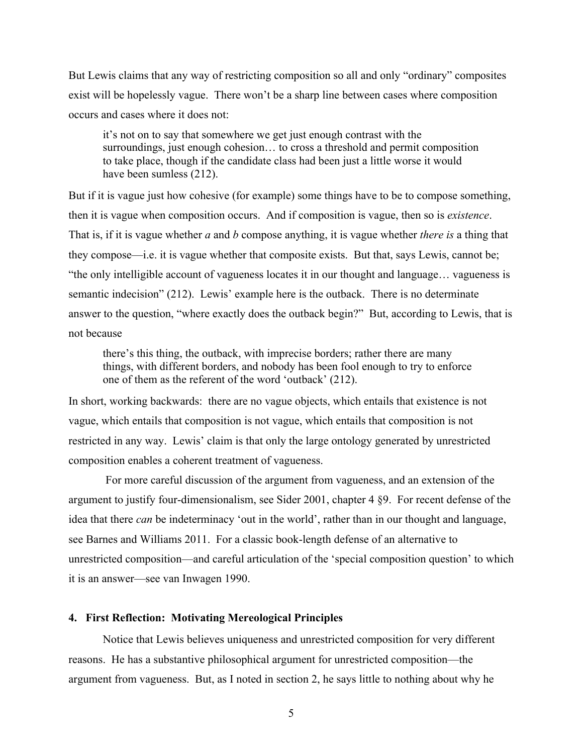But Lewis claims that any way of restricting composition so all and only "ordinary" composites exist will be hopelessly vague. There won't be a sharp line between cases where composition occurs and cases where it does not:

> it's not on to say that somewhere we get just enough contrast with the surroundings, just enough cohesion… to cross a threshold and permit composition to take place, though if the candidate class had been just a little worse it would have been sumless (212).

But if it is vague just how cohesive (for example) some things have to be to compose something, then it is vague when composition occurs. And if composition is vague, then so is *existence*. That is, if it is vague whether *a* and *b* compose anything, it is vague whether *there is* a thing that they compose—i.e. it is vague whether that composite exists. But that, says Lewis, cannot be; "the only intelligible account of vagueness locates it in our thought and language… vagueness is semantic indecision" (212). Lewis' example here is the outback. There is no determinate answer to the question, "where exactly does the outback begin?" But, according to Lewis, that is not because

> there's this thing, the outback, with imprecise borders; rather there are many things, with different borders, and nobody has been fool enough to try to enforce one of them as the referent of the word 'outback' (212).

In short, working backwards: there are no vague objects, which entails that existence is not vague, which entails that composition is not vague, which entails that composition is not restricted in any way. Lewis' claim is that only the large ontology generated by unrestricted composition enables a coherent treatment of vagueness.

For more careful discussion of the argument from vagueness, and an extension of the argument to justify four-dimensionalism, see Sider 2001, chapter 4 §9. For recent defense of the idea that there *can* be indeterminacy 'out in the world', rather than in our thought and language, see Barnes and Williams 2011. For a classic book-length defense of an alternative to unrestricted composition—and careful articulation of the 'special composition question' to which it is an answer—see van Inwagen 1990.

### 4. First Reflection: Motivating Mereological Principles

Notice that Lewis believes uniqueness and unrestricted composition for very different reasons. He has a substantive philosophical argument for unrestricted composition—the argument from vagueness. But, as I noted in section 2, he says little to nothing about why he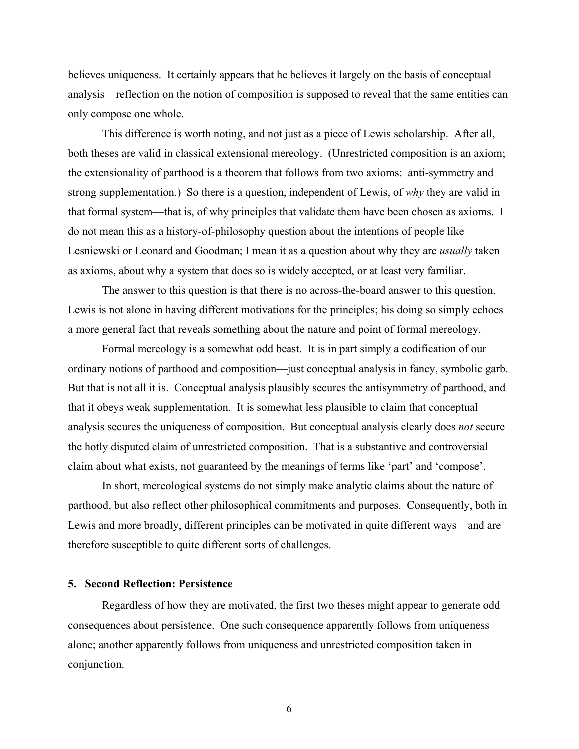believes uniqueness. It certainly appears that he believes it largely on the basis of conceptual analysis—reflection on the notion of composition is supposed to reveal that the same entities can only compose one whole.

This difference is worth noting, and not just as a piece of Lewis scholarship. After all, both theses are valid in classical extensional mereology. (Unrestricted composition is an axiom; the extensionality of parthood is a theorem that follows from two axioms: anti-symmetry and strong supplementation.) So there is a question, independent of Lewis, of *why* they are valid in that formal system—that is, of why principles that validate them have been chosen as axioms. I do not mean this as a history-of-philosophy question about the intentions of people like Lesniewski or Leonard and Goodman; I mean it as a question about why they are *usually* taken as axioms, about why a system that does so is widely accepted, or at least very familiar.

The answer to this question is that there is no across-the-board answer to this question. Lewis is not alone in having different motivations for the principles; his doing so simply echoes a more general fact that reveals something about the nature and point of formal mereology.

Formal mereology is a somewhat odd beast. It is in part simply a codification of our ordinary notions of parthood and composition—just conceptual analysis in fancy, symbolic garb. But that is not all it is. Conceptual analysis plausibly secures the antisymmetry of parthood, and that it obeys weak supplementation. It is somewhat less plausible to claim that conceptual analysis secures the uniqueness of composition. But conceptual analysis clearly does *not* secure the hotly disputed claim of unrestricted composition. That is a substantive and controversial claim about what exists, not guaranteed by the meanings of terms like 'part' and 'compose'.

In short, mereological systems do not simply make analytic claims about the nature of parthood, but also reflect other philosophical commitments and purposes. Consequently, both in Lewis and more broadly, different principles can be motivated in quite different ways—and are therefore susceptible to quite different sorts of challenges.

## 5. Second Reflection: Persistence

Regardless of how they are motivated, the first two theses might appear to generate odd consequences about persistence. One such consequence apparently follows from uniqueness alone; another apparently follows from uniqueness and unrestricted composition taken in conjunction.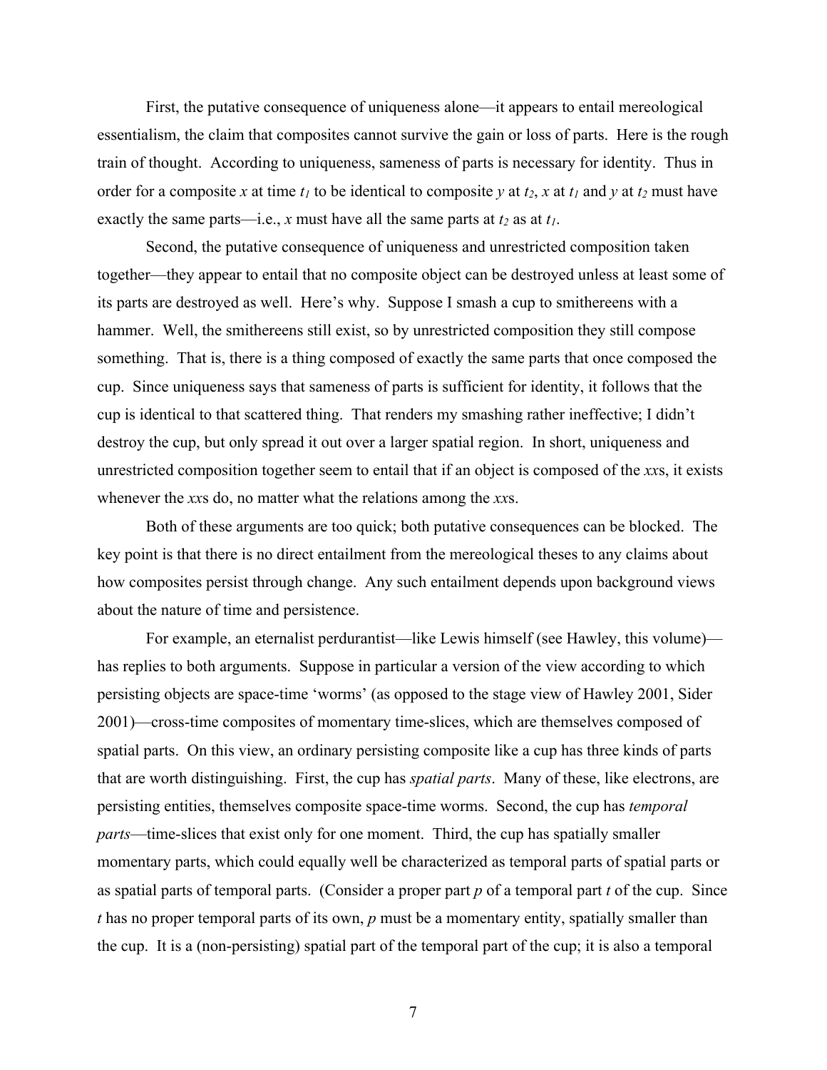First, the putative consequence of uniqueness alone—it appears to entail mereological essentialism, the claim that composites cannot survive the gain or loss of parts. Here is the rough train of thought. According to uniqueness, sameness of parts is necessary for identity. Thus in order for a composite *x* at time $t_1$ to be identical to composite *y* at $t_2$, *x* at $t_1$ and *y* at $t_2$ must have exactly the same parts—i.e., *x* must have all the same parts at $t_2$ as at $t_1$.

Second, the putative consequence of uniqueness and unrestricted composition taken together—they appear to entail that no composite object can be destroyed unless at least some of its parts are destroyed as well. Here's why. Suppose I smash a cup to smithereens with a hammer. Well, the smithereens still exist, so by unrestricted composition they still compose something. That is, there is a thing composed of exactly the same parts that once composed the cup. Since uniqueness says that sameness of parts is sufficient for identity, it follows that the cup is identical to that scattered thing. That renders my smashing rather ineffective; I didn't destroy the cup, but only spread it out over a larger spatial region. In short, uniqueness and unrestricted composition together seem to entail that if an object is composed of the *xx*s, it exists whenever the *xx*s do, no matter what the relations among the *xx*s.

Both of these arguments are too quick; both putative consequences can be blocked. The key point is that there is no direct entailment from the mereological theses to any claims about how composites persist through change. Any such entailment depends upon background views about the nature of time and persistence.

For example, an eternalist perdurantist—like Lewis himself (see Hawley, this volume)—has replies to both arguments. Suppose in particular a version of the view according to which persisting objects are space-time 'worms' (as opposed to the stage view of Hawley 2001, Sider 2001)—cross-time composites of momentary time-slices, which are themselves composed of spatial parts. On this view, an ordinary persisting composite like a cup has three kinds of parts that are worth distinguishing. First, the cup has *spatial parts*. Many of these, like electrons, are persisting entities, themselves composite space-time worms. Second, the cup has *temporal parts*—time-slices that exist only for one moment. Third, the cup has spatially smaller momentary parts, which could equally well be characterized as temporal parts of spatial parts or as spatial parts of temporal parts. (Consider a proper part *p* of a temporal part *t* of the cup. Since *t* has no proper temporal parts of its own, *p* must be a momentary entity, spatially smaller than the cup. It is a (non-persisting) spatial part of the temporal part of the cup; it is also a temporal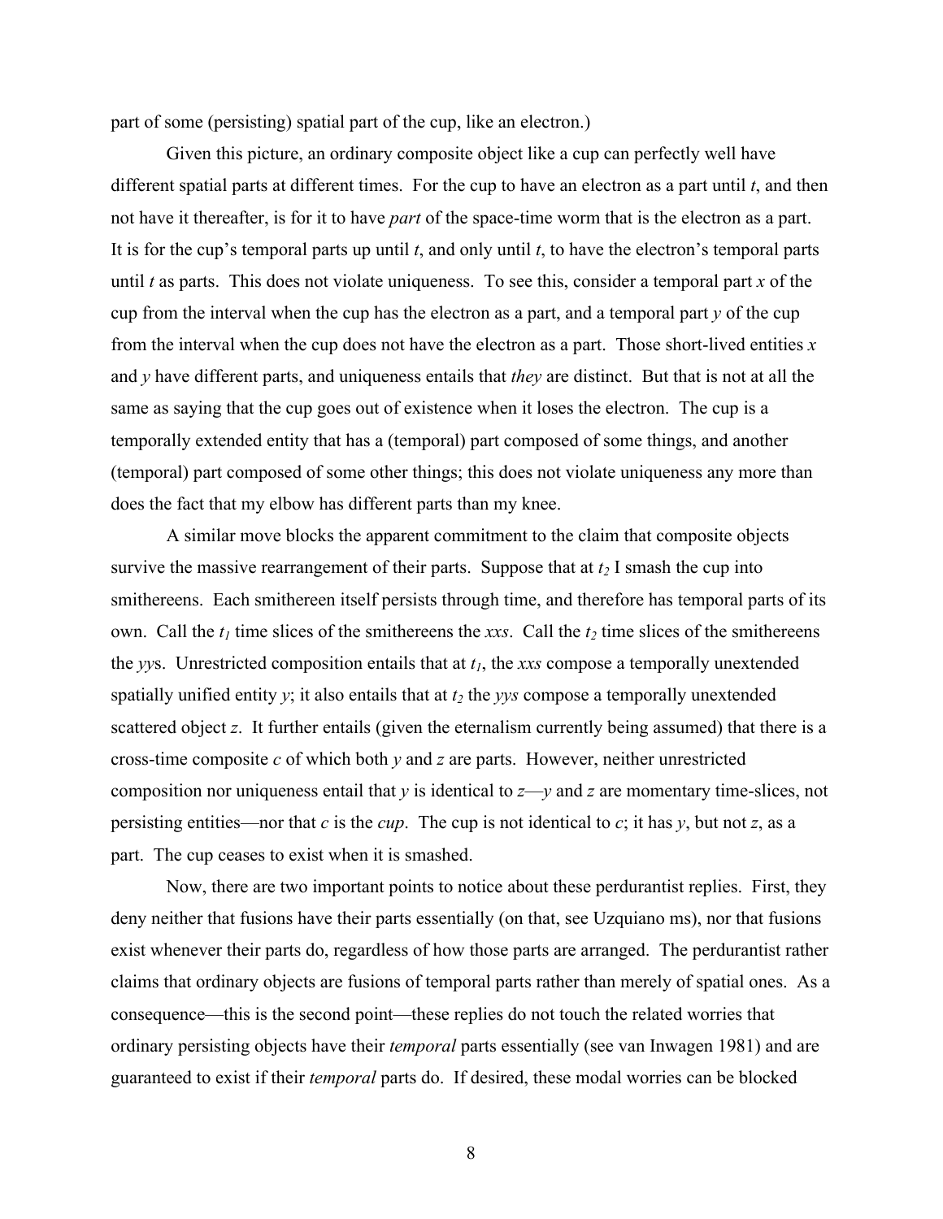part of some (persisting) spatial part of the cup, like an electron.)

Given this picture, an ordinary composite object like a cup can perfectly well have different spatial parts at different times. For the cup to have an electron as a part until *t*, and then not have it thereafter, is for it to have *part* of the space-time worm that is the electron as a part. It is for the cup's temporal parts up until *t*, and only until *t*, to have the electron's temporal parts until *t* as parts. This does not violate uniqueness. To see this, consider a temporal part *x* of the cup from the interval when the cup has the electron as a part, and a temporal part *y* of the cup from the interval when the cup does not have the electron as a part. Those short-lived entities *x* and *y* have different parts, and uniqueness entails that *they* are distinct. But that is not at all the same as saying that the cup goes out of existence when it loses the electron. The cup is a temporally extended entity that has a (temporal) part composed of some things, and another (temporal) part composed of some other things; this does not violate uniqueness any more than does the fact that my elbow has different parts than my knee.

A similar move blocks the apparent commitment to the claim that composite objects survive the massive rearrangement of their parts. Suppose that at $t_2$ I smash the cup into smithereens. Each smithereen itself persists through time, and therefore has temporal parts of its own. Call the $t_1$ time slices of the smithereens the *xxs*. Call the $t_2$ time slices of the smithereens the *yy*s. Unrestricted composition entails that at $t_1$, the *xxs* compose a temporally unextended spatially unified entity *y*; it also entails that at $t_2$ the *yys* compose a temporally unextended scattered object *z*. It further entails (given the eternalism currently being assumed) that there is a cross-time composite *c* of which both *y* and *z* are parts. However, neither unrestricted composition nor uniqueness entail that *y* is identical to *z*—*y* and *z* are momentary time-slices, not persisting entities—nor that *c* is the *cup*. The cup is not identical to *c*; it has *y*, but not *z*, as a part. The cup ceases to exist when it is smashed.

Now, there are two important points to notice about these perdurantist replies. First, they deny neither that fusions have their parts essentially (on that, see Uzquiano ms), nor that fusions exist whenever their parts do, regardless of how those parts are arranged. The perdurantist rather claims that ordinary objects are fusions of temporal parts rather than merely of spatial ones. As a consequence—this is the second point—these replies do not touch the related worries that ordinary persisting objects have their *temporal* parts essentially (see van Inwagen 1981) and are guaranteed to exist if their *temporal* parts do. If desired, these modal worries can be blocked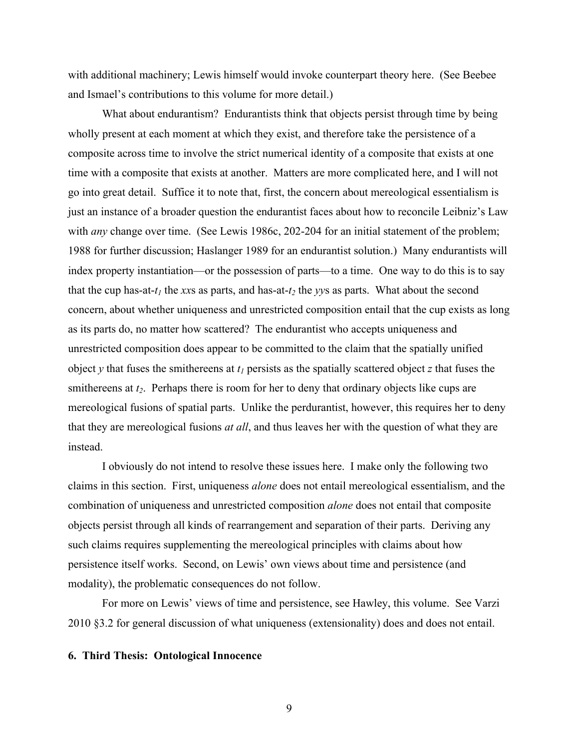with additional machinery; Lewis himself would invoke counterpart theory here. (See Beebee and Ismael's contributions to this volume for more detail.)

What about endurantism? Endurantists think that objects persist through time by being wholly present at each moment at which they exist, and therefore take the persistence of a composite across time to involve the strict numerical identity of a composite that exists at one time with a composite that exists at another. Matters are more complicated here, and I will not go into great detail. Suffice it to note that, first, the concern about mereological essentialism is just an instance of a broader question the endurantist faces about how to reconcile Leibniz's Law with *any* change over time. (See Lewis 1986c, 202-204 for an initial statement of the problem; 1988 for further discussion; Haslanger 1989 for an endurantist solution.) Many endurantists will index property instantiation—or the possession of parts—to a time. One way to do this is to say that the cup has-at-$t_1$ the *xx*s as parts, and has-at-$t_2$ the *yy*s as parts. What about the second concern, about whether uniqueness and unrestricted composition entail that the cup exists as long as its parts do, no matter how scattered? The endurantist who accepts uniqueness and unrestricted composition does appear to be committed to the claim that the spatially unified object $y$ that fuses the smithereens at $t_1$ persists as the spatially scattered object $z$ that fuses the smithereens at $t_2$. Perhaps there is room for her to deny that ordinary objects like cups are mereological fusions of spatial parts. Unlike the perdurantist, however, this requires her to deny that they are mereological fusions *at all*, and thus leaves her with the question of what they are instead.

I obviously do not intend to resolve these issues here. I make only the following two claims in this section. First, uniqueness *alone* does not entail mereological essentialism, and the combination of uniqueness and unrestricted composition *alone* does not entail that composite objects persist through all kinds of rearrangement and separation of their parts. Deriving any such claims requires supplementing the mereological principles with claims about how persistence itself works. Second, on Lewis' own views about time and persistence (and modality), the problematic consequences do not follow.

For more on Lewis' views of time and persistence, see Hawley, this volume. See Varzi 2010 §3.2 for general discussion of what uniqueness (extensionality) does and does not entail.

## 6. Third Thesis: Ontological Innocence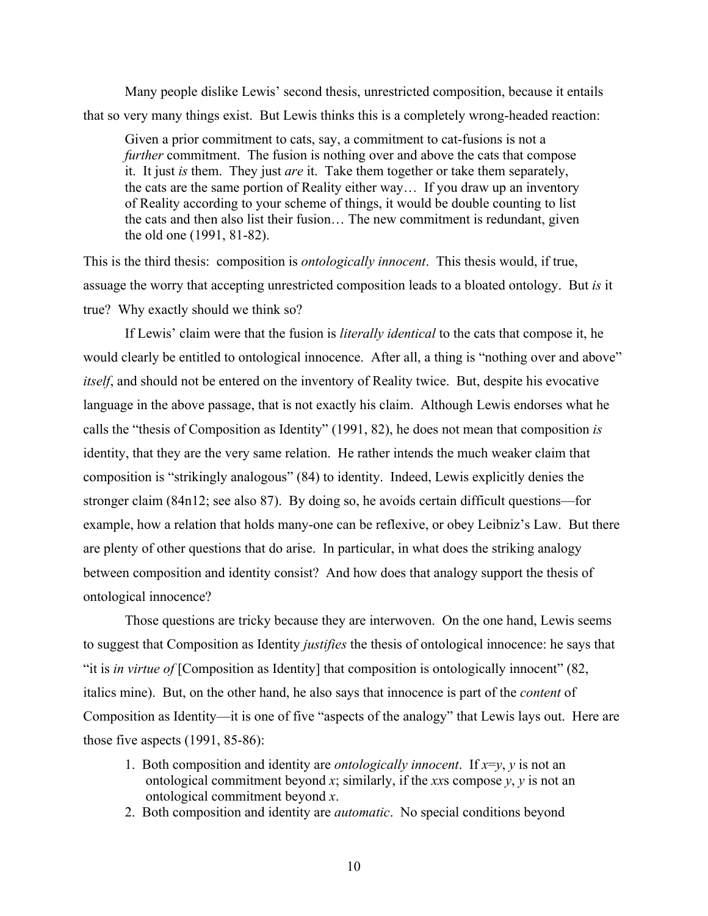Many people dislike Lewis' second thesis, unrestricted composition, because it entails that so very many things exist. But Lewis thinks this is a completely wrong-headed reaction:

> Given a prior commitment to cats, say, a commitment to cat-fusions is not a *further* commitment. The fusion is nothing over and above the cats that compose it. It just *is* them. They just *are* it. Take them together or take them separately, the cats are the same portion of Reality either way… If you draw up an inventory of Reality according to your scheme of things, it would be double counting to list the cats and then also list their fusion… The new commitment is redundant, given the old one (1991, 81-82).

This is the third thesis: composition is *ontologically innocent*. This thesis would, if true, assuage the worry that accepting unrestricted composition leads to a bloated ontology. But *is* it true? Why exactly should we think so?

If Lewis' claim were that the fusion is *literally identical* to the cats that compose it, he would clearly be entitled to ontological innocence. After all, a thing is "nothing over and above" *itself*, and should not be entered on the inventory of Reality twice. But, despite his evocative language in the above passage, that is not exactly his claim. Although Lewis endorses what he calls the "thesis of Composition as Identity" (1991, 82), he does not mean that composition *is* identity, that they are the very same relation. He rather intends the much weaker claim that composition is "strikingly analogous" (84) to identity. Indeed, Lewis explicitly denies the stronger claim (84n12; see also 87). By doing so, he avoids certain difficult questions—for example, how a relation that holds many-one can be reflexive, or obey Leibniz's Law. But there are plenty of other questions that do arise. In particular, in what does the striking analogy between composition and identity consist? And how does that analogy support the thesis of ontological innocence?

Those questions are tricky because they are interwoven. On the one hand, Lewis seems to suggest that Composition as Identity *justifies* the thesis of ontological innocence: he says that "it is *in virtue of* [Composition as Identity] that composition is ontologically innocent" (82, italics mine). But, on the other hand, he also says that innocence is part of the *content* of Composition as Identity—it is one of five "aspects of the analogy" that Lewis lays out. Here are those five aspects (1991, 85-86):

1. Both composition and identity are *ontologically innocent*. If $x$=$y$, $y$ is not an ontological commitment beyond $x$; similarly, if the $xx$s compose $y$, $y$ is not an ontological commitment beyond $x$.
2. Both composition and identity are *automatic*. No special conditions beyond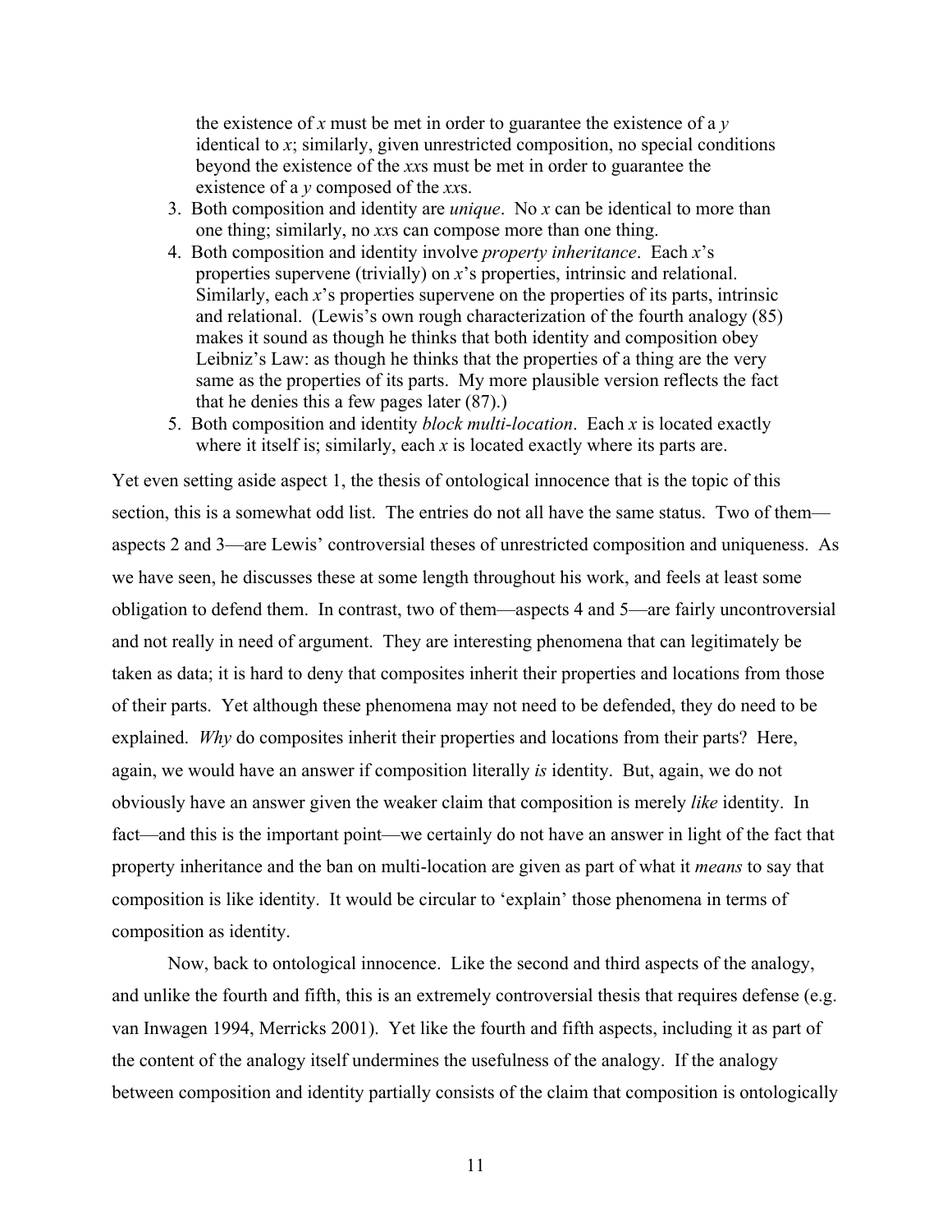the existence of *x* must be met in order to guarantee the existence of a *y* identical to *x*; similarly, given unrestricted composition, no special conditions beyond the existence of the *xx*s must be met in order to guarantee the existence of a *y* composed of the *xx*s.

3. Both composition and identity are *unique*. No *x* can be identical to more than one thing; similarly, no *xx*s can compose more than one thing.
4. Both composition and identity involve *property inheritance*. Each *x*'s properties supervene (trivially) on *x*'s properties, intrinsic and relational. Similarly, each *x*'s properties supervene on the properties of its parts, intrinsic and relational. (Lewis's own rough characterization of the fourth analogy (85) makes it sound as though he thinks that both identity and composition obey Leibniz's Law: as though he thinks that the properties of a thing are the very same as the properties of its parts. My more plausible version reflects the fact that he denies this a few pages later (87).)
5. Both composition and identity *block multi-location*. Each *x* is located exactly where it itself is; similarly, each *x* is located exactly where its parts are.

Yet even setting aside aspect 1, the thesis of ontological innocence that is the topic of this section, this is a somewhat odd list. The entries do not all have the same status. Two of them—aspects 2 and 3—are Lewis' controversial theses of unrestricted composition and uniqueness. As we have seen, he discusses these at some length throughout his work, and feels at least some obligation to defend them. In contrast, two of them—aspects 4 and 5—are fairly uncontroversial and not really in need of argument. They are interesting phenomena that can legitimately be taken as data; it is hard to deny that composites inherit their properties and locations from those of their parts. Yet although these phenomena may not need to be defended, they do need to be explained. *Why* do composites inherit their properties and locations from their parts? Here, again, we would have an answer if composition literally *is* identity. But, again, we do not obviously have an answer given the weaker claim that composition is merely *like* identity. In fact—and this is the important point—we certainly do not have an answer in light of the fact that property inheritance and the ban on multi-location are given as part of what it *means* to say that composition is like identity. It would be circular to 'explain' those phenomena in terms of composition as identity.

Now, back to ontological innocence. Like the second and third aspects of the analogy, and unlike the fourth and fifth, this is an extremely controversial thesis that requires defense (e.g. van Inwagen 1994, Merricks 2001). Yet like the fourth and fifth aspects, including it as part of the content of the analogy itself undermines the usefulness of the analogy. If the analogy between composition and identity partially consists of the claim that composition is ontologically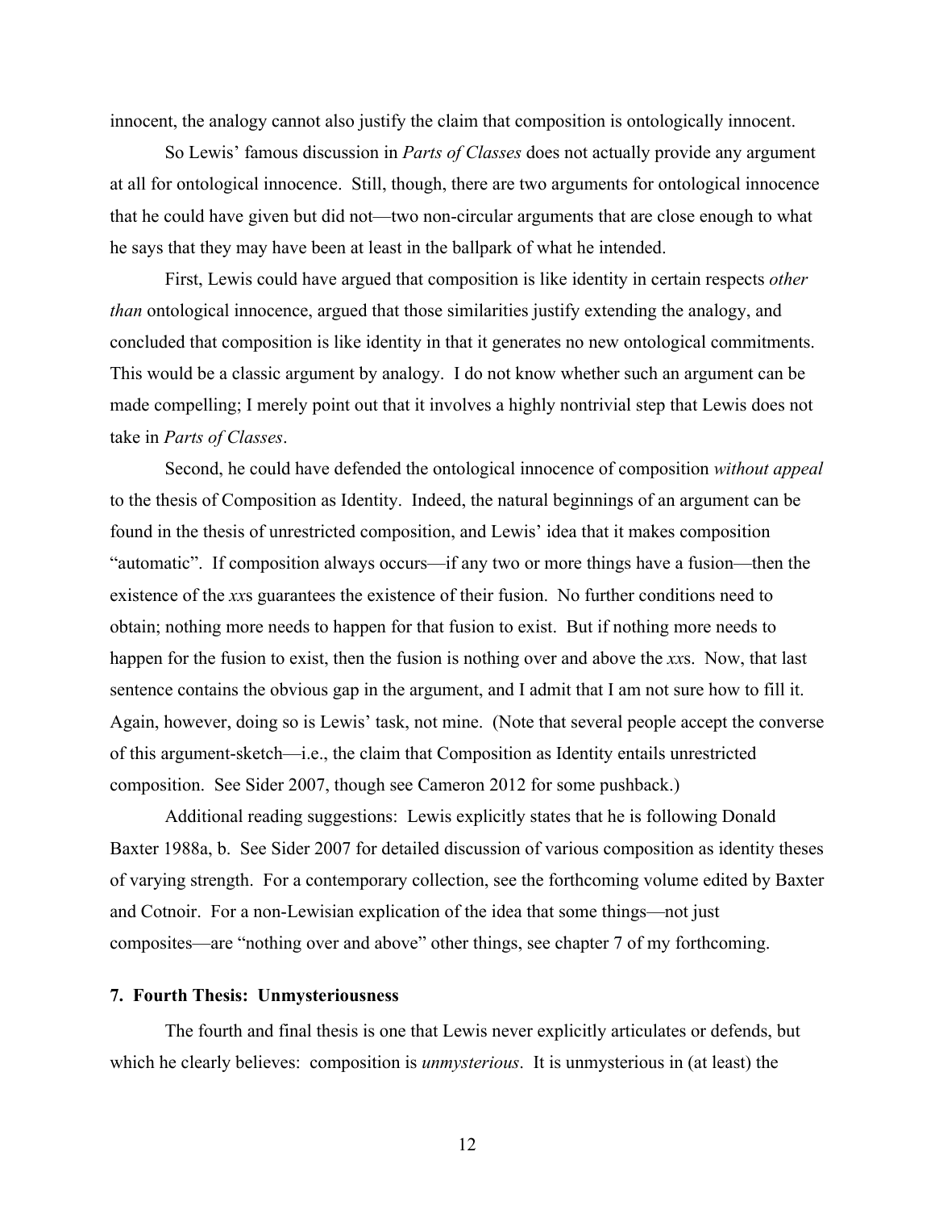innocent, the analogy cannot also justify the claim that composition is ontologically innocent.

So Lewis' famous discussion in *Parts of Classes* does not actually provide any argument at all for ontological innocence. Still, though, there are two arguments for ontological innocence that he could have given but did not—two non-circular arguments that are close enough to what he says that they may have been at least in the ballpark of what he intended.

First, Lewis could have argued that composition is like identity in certain respects *other than* ontological innocence, argued that those similarities justify extending the analogy, and concluded that composition is like identity in that it generates no new ontological commitments. This would be a classic argument by analogy. I do not know whether such an argument can be made compelling; I merely point out that it involves a highly nontrivial step that Lewis does not take in *Parts of Classes*.

Second, he could have defended the ontological innocence of composition *without appeal* to the thesis of Composition as Identity. Indeed, the natural beginnings of an argument can be found in the thesis of unrestricted composition, and Lewis' idea that it makes composition "automatic". If composition always occurs—if any two or more things have a fusion—then the existence of the *xx*s guarantees the existence of their fusion. No further conditions need to obtain; nothing more needs to happen for that fusion to exist. But if nothing more needs to happen for the fusion to exist, then the fusion is nothing over and above the *xx*s. Now, that last sentence contains the obvious gap in the argument, and I admit that I am not sure how to fill it. Again, however, doing so is Lewis' task, not mine. (Note that several people accept the converse of this argument-sketch—i.e., the claim that Composition as Identity entails unrestricted composition. See Sider 2007, though see Cameron 2012 for some pushback.)

Additional reading suggestions: Lewis explicitly states that he is following Donald Baxter 1988a, b. See Sider 2007 for detailed discussion of various composition as identity theses of varying strength. For a contemporary collection, see the forthcoming volume edited by Baxter and Cotnoir. For a non-Lewisian explication of the idea that some things—not just composites—are "nothing over and above" other things, see chapter 7 of my forthcoming.

### 7. Fourth Thesis: Unmysteriousness

The fourth and final thesis is one that Lewis never explicitly articulates or defends, but which he clearly believes: composition is *unmysterious*. It is unmysterious in (at least) the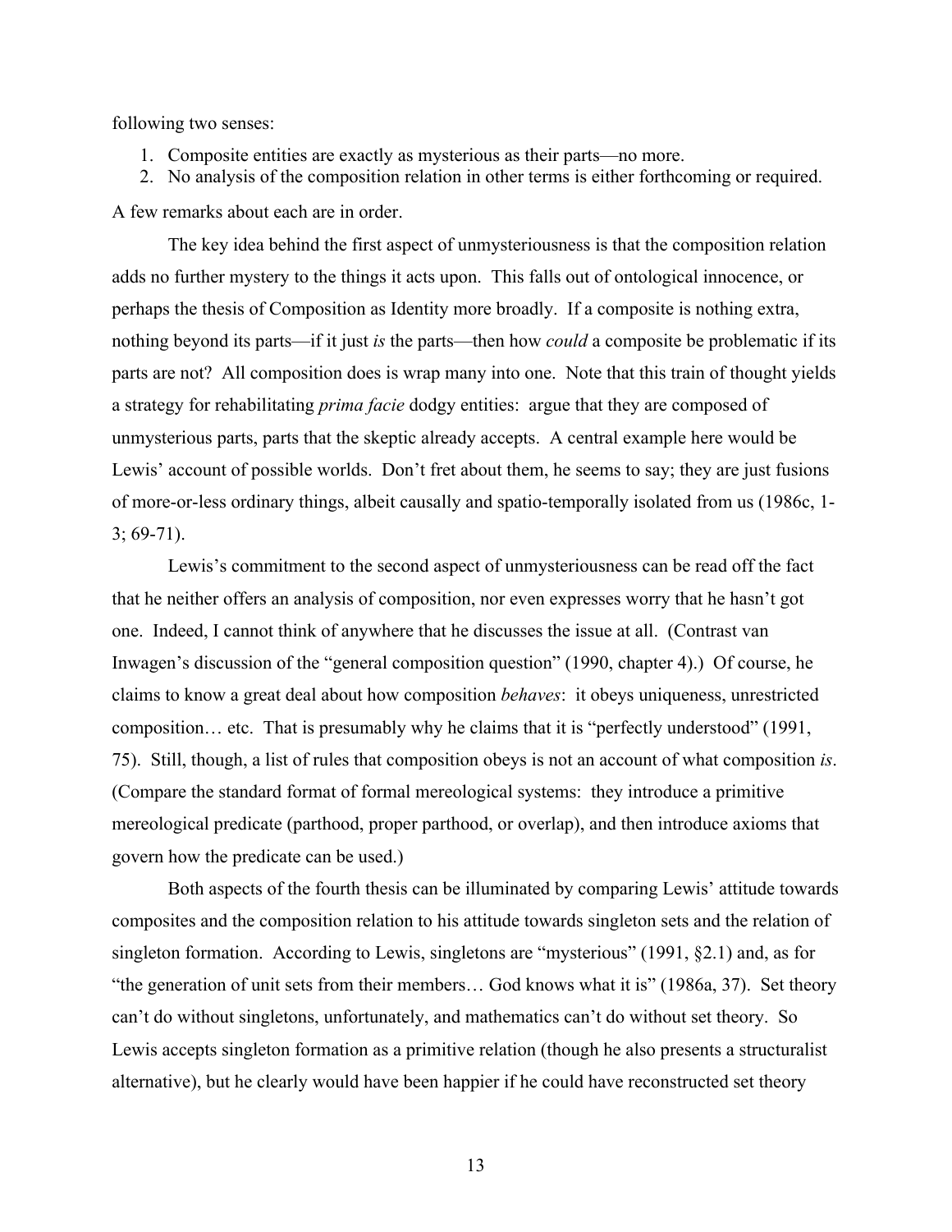following two senses:

1. Composite entities are exactly as mysterious as their parts—no more.
2. No analysis of the composition relation in other terms is either forthcoming or required.

A few remarks about each are in order.

The key idea behind the first aspect of unmysteriousness is that the composition relation adds no further mystery to the things it acts upon. This falls out of ontological innocence, or perhaps the thesis of Composition as Identity more broadly. If a composite is nothing extra, nothing beyond its parts—if it just *is* the parts—then how *could* a composite be problematic if its parts are not? All composition does is wrap many into one. Note that this train of thought yields a strategy for rehabilitating *prima facie* dodgy entities: argue that they are composed of unmysterious parts, parts that the skeptic already accepts. A central example here would be Lewis' account of possible worlds. Don't fret about them, he seems to say; they are just fusions of more-or-less ordinary things, albeit causally and spatio-temporally isolated from us (1986c, 1-3; 69-71).

Lewis's commitment to the second aspect of unmysteriousness can be read off the fact that he neither offers an analysis of composition, nor even expresses worry that he hasn't got one. Indeed, I cannot think of anywhere that he discusses the issue at all. (Contrast van Inwagen's discussion of the "general composition question" (1990, chapter 4).) Of course, he claims to know a great deal about how composition *behaves*: it obeys uniqueness, unrestricted composition… etc. That is presumably why he claims that it is "perfectly understood" (1991, 75). Still, though, a list of rules that composition obeys is not an account of what composition *is*. (Compare the standard format of formal mereological systems: they introduce a primitive mereological predicate (parthood, proper parthood, or overlap), and then introduce axioms that govern how the predicate can be used.)

Both aspects of the fourth thesis can be illuminated by comparing Lewis' attitude towards composites and the composition relation to his attitude towards singleton sets and the relation of singleton formation. According to Lewis, singletons are "mysterious" (1991, §2.1) and, as for "the generation of unit sets from their members… God knows what it is" (1986a, 37). Set theory can't do without singletons, unfortunately, and mathematics can't do without set theory. So Lewis accepts singleton formation as a primitive relation (though he also presents a structuralist alternative), but he clearly would have been happier if he could have reconstructed set theory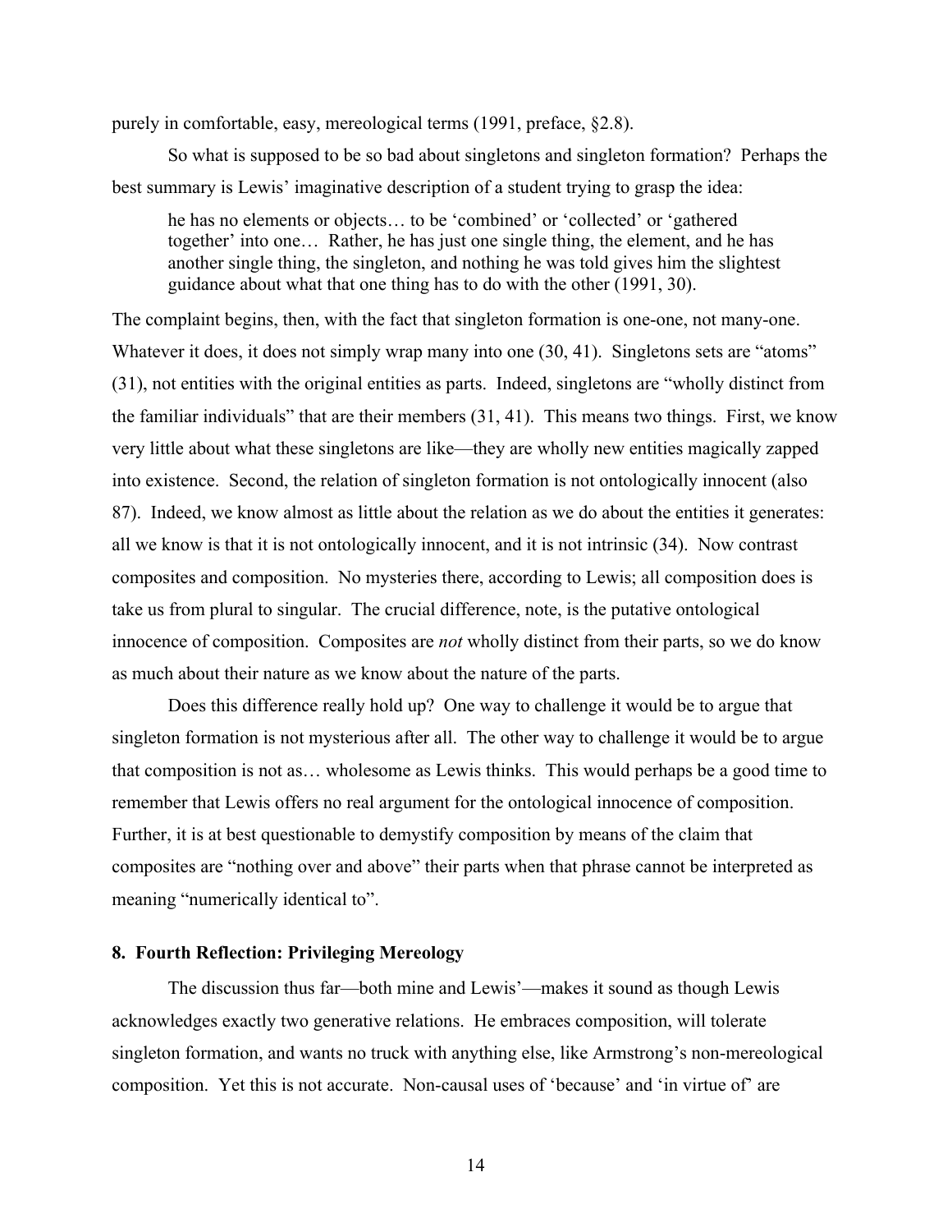purely in comfortable, easy, mereological terms (1991, preface, §2.8).

So what is supposed to be so bad about singletons and singleton formation? Perhaps the best summary is Lewis' imaginative description of a student trying to grasp the idea:

> he has no elements or objects… to be 'combined' or 'collected' or 'gathered together' into one… Rather, he has just one single thing, the element, and he has another single thing, the singleton, and nothing he was told gives him the slightest guidance about what that one thing has to do with the other (1991, 30).

The complaint begins, then, with the fact that singleton formation is one-one, not many-one. Whatever it does, it does not simply wrap many into one (30, 41). Singletons sets are "atoms" (31), not entities with the original entities as parts. Indeed, singletons are "wholly distinct from the familiar individuals" that are their members (31, 41). This means two things. First, we know very little about what these singletons are like—they are wholly new entities magically zapped into existence. Second, the relation of singleton formation is not ontologically innocent (also 87). Indeed, we know almost as little about the relation as we do about the entities it generates: all we know is that it is not ontologically innocent, and it is not intrinsic (34). Now contrast composites and composition. No mysteries there, according to Lewis; all composition does is take us from plural to singular. The crucial difference, note, is the putative ontological innocence of composition. Composites are *not* wholly distinct from their parts, so we do know as much about their nature as we know about the nature of the parts.

Does this difference really hold up? One way to challenge it would be to argue that singleton formation is not mysterious after all. The other way to challenge it would be to argue that composition is not as… wholesome as Lewis thinks. This would perhaps be a good time to remember that Lewis offers no real argument for the ontological innocence of composition. Further, it is at best questionable to demystify composition by means of the claim that composites are "nothing over and above" their parts when that phrase cannot be interpreted as meaning "numerically identical to".

### 8. Fourth Reflection: Privileging Mereology

The discussion thus far—both mine and Lewis'—makes it sound as though Lewis acknowledges exactly two generative relations. He embraces composition, will tolerate singleton formation, and wants no truck with anything else, like Armstrong's non-mereological composition. Yet this is not accurate. Non-causal uses of 'because' and 'in virtue of' are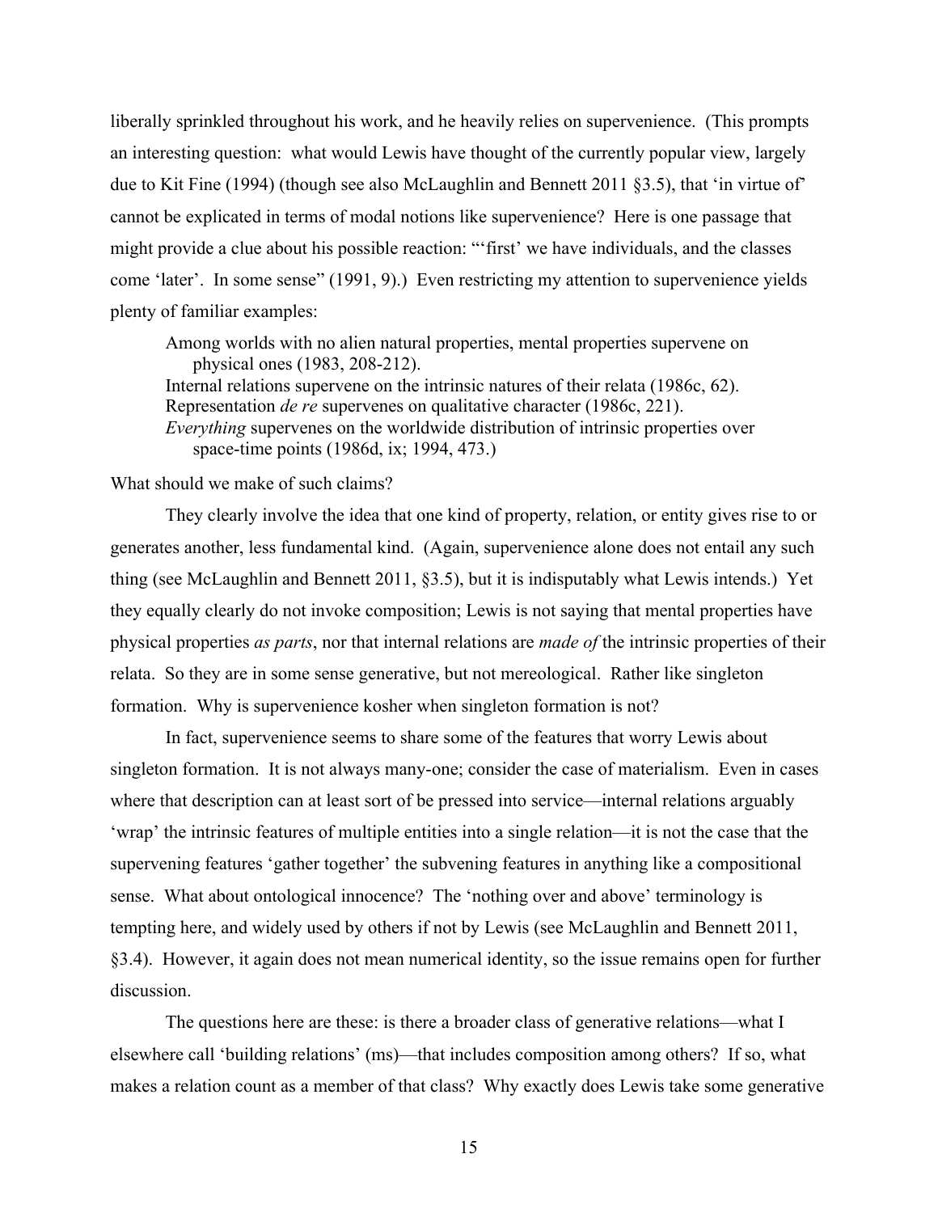liberally sprinkled throughout his work, and he heavily relies on supervenience. (This prompts an interesting question: what would Lewis have thought of the currently popular view, largely due to Kit Fine (1994) (though see also McLaughlin and Bennett 2011 §3.5), that 'in virtue of' cannot be explicated in terms of modal notions like supervenience? Here is one passage that might provide a clue about his possible reaction: "'first' we have individuals, and the classes come 'later'. In some sense" (1991, 9).) Even restricting my attention to supervenience yields plenty of familiar examples:

> Among worlds with no alien natural properties, mental properties supervene on physical ones (1983, 208-212).
> Internal relations supervene on the intrinsic natures of their relata (1986c, 62).
> Representation *de re* supervenes on qualitative character (1986c, 221).
> *Everything* supervenes on the worldwide distribution of intrinsic properties over space-time points (1986d, ix; 1994, 473.)

What should we make of such claims?

They clearly involve the idea that one kind of property, relation, or entity gives rise to or generates another, less fundamental kind. (Again, supervenience alone does not entail any such thing (see McLaughlin and Bennett 2011, §3.5), but it is indisputably what Lewis intends.) Yet they equally clearly do not invoke composition; Lewis is not saying that mental properties have physical properties *as parts*, nor that internal relations are *made of* the intrinsic properties of their relata. So they are in some sense generative, but not mereological. Rather like singleton formation. Why is supervenience kosher when singleton formation is not?

In fact, supervenience seems to share some of the features that worry Lewis about singleton formation. It is not always many-one; consider the case of materialism. Even in cases where that description can at least sort of be pressed into service—internal relations arguably 'wrap' the intrinsic features of multiple entities into a single relation—it is not the case that the supervening features 'gather together' the subvening features in anything like a compositional sense. What about ontological innocence? The 'nothing over and above' terminology is tempting here, and widely used by others if not by Lewis (see McLaughlin and Bennett 2011, §3.4). However, it again does not mean numerical identity, so the issue remains open for further discussion.

The questions here are these: is there a broader class of generative relations—what I elsewhere call 'building relations' (ms)—that includes composition among others? If so, what makes a relation count as a member of that class? Why exactly does Lewis take some generative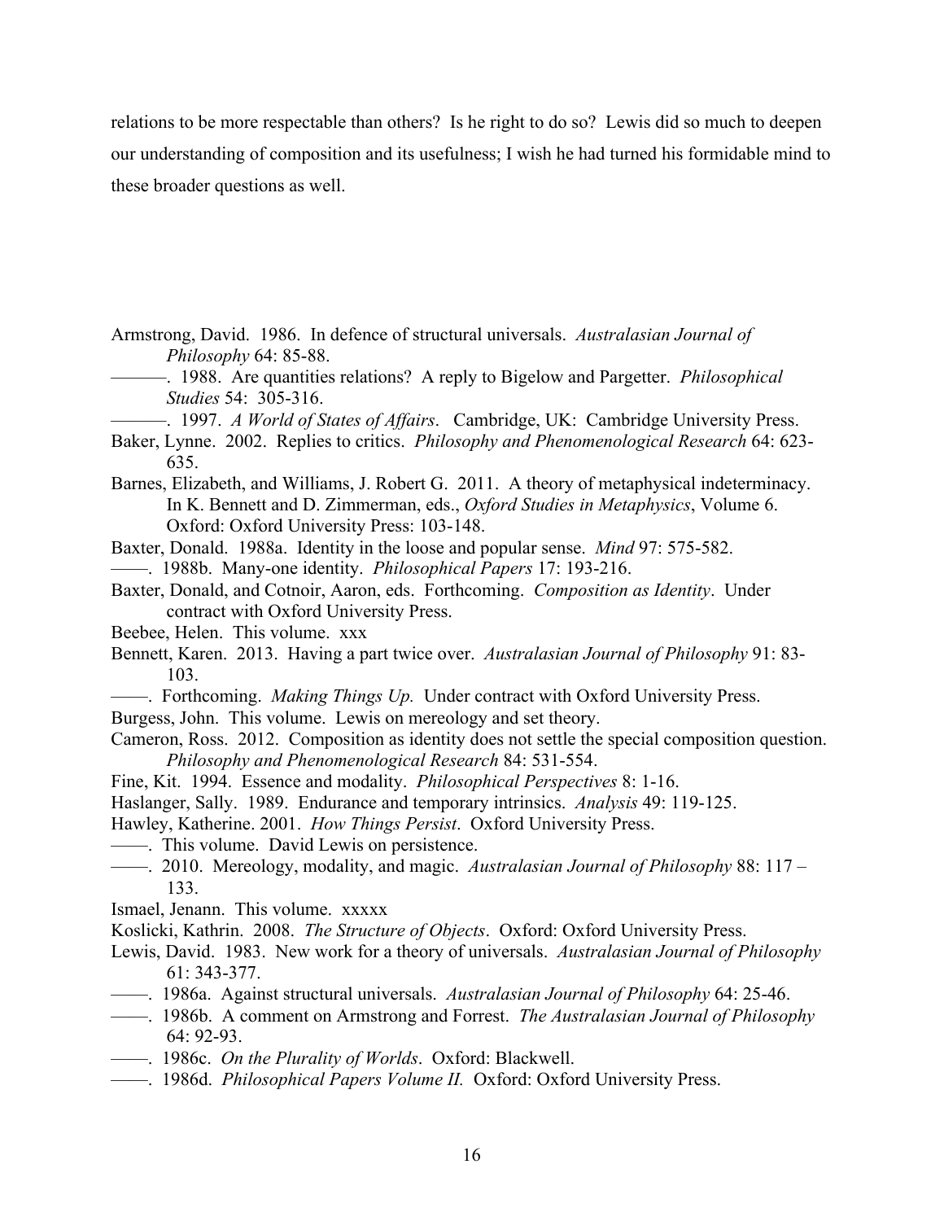relations to be more respectable than others? Is he right to do so? Lewis did so much to deepen our understanding of composition and its usefulness; I wish he had turned his formidable mind to these broader questions as well.

Armstrong, David. 1986. In defence of structural universals. *Australasian Journal of Philosophy* 64: 85-88.

———. 1988. Are quantities relations? A reply to Bigelow and Pargetter. *Philosophical Studies* 54: 305-316.

———. 1997. *A World of States of Affairs*. Cambridge, UK: Cambridge University Press.

Baker, Lynne. 2002. Replies to critics. *Philosophy and Phenomenological Research* 64: 623-635.

Barnes, Elizabeth, and Williams, J. Robert G. 2011. A theory of metaphysical indeterminacy. In K. Bennett and D. Zimmerman, eds., *Oxford Studies in Metaphysics*, Volume 6. Oxford: Oxford University Press: 103-148.

Baxter, Donald. 1988a. Identity in the loose and popular sense. *Mind* 97: 575-582.

——. 1988b. Many-one identity. *Philosophical Papers* 17: 193-216.

Baxter, Donald, and Cotnoir, Aaron, eds. Forthcoming. *Composition as Identity*. Under contract with Oxford University Press.

Beebee, Helen. This volume. xxx

Bennett, Karen. 2013. Having a part twice over. *Australasian Journal of Philosophy* 91: 83-103.

——. Forthcoming. *Making Things Up.* Under contract with Oxford University Press.

Burgess, John. This volume. Lewis on mereology and set theory.

Cameron, Ross. 2012. Composition as identity does not settle the special composition question. *Philosophy and Phenomenological Research* 84: 531-554.

Fine, Kit. 1994. Essence and modality. *Philosophical Perspectives* 8: 1-16.

Haslanger, Sally. 1989. Endurance and temporary intrinsics. *Analysis* 49: 119-125.

Hawley, Katherine. 2001. *How Things Persist*. Oxford University Press.

——. This volume. David Lewis on persistence.

——. 2010. Mereology, modality, and magic. *Australasian Journal of Philosophy* 88: 117 – 133.

Ismael, Jenann. This volume. xxxxx

Koslicki, Kathrin. 2008. *The Structure of Objects*. Oxford: Oxford University Press.

Lewis, David. 1983. New work for a theory of universals. *Australasian Journal of Philosophy* 61: 343-377.

——. 1986a. Against structural universals. *Australasian Journal of Philosophy* 64: 25-46.

——. 1986b. A comment on Armstrong and Forrest. *The Australasian Journal of Philosophy* 64: 92-93.

——. 1986c. *On the Plurality of Worlds*. Oxford: Blackwell.

——. 1986d. *Philosophical Papers Volume II.* Oxford: Oxford University Press.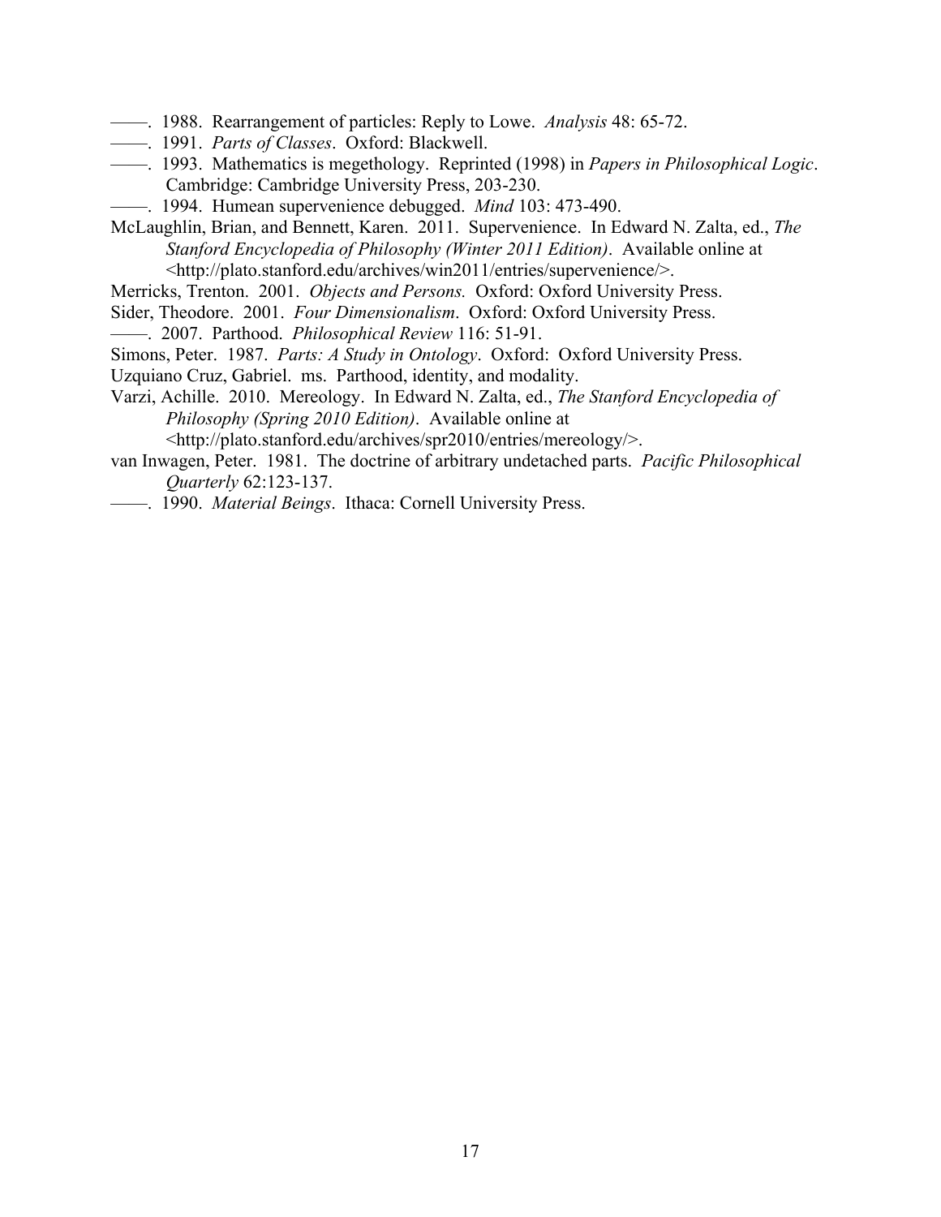——. 1988. Rearrangement of particles: Reply to Lowe. *Analysis* 48: 65-72.

——. 1991. *Parts of Classes*. Oxford: Blackwell.

——. 1993. Mathematics is megethology. Reprinted (1998) in *Papers in Philosophical Logic*. Cambridge: Cambridge University Press, 203-230.

——. 1994. Humean supervenience debugged. *Mind* 103: 473-490.

McLaughlin, Brian, and Bennett, Karen. 2011. Supervenience. In Edward N. Zalta, ed., *The Stanford Encyclopedia of Philosophy (Winter 2011 Edition)*. Available online at <http://plato.stanford.edu/archives/win2011/entries/supervenience/>.

Merricks, Trenton. 2001. *Objects and Persons.* Oxford: Oxford University Press.

Sider, Theodore. 2001. *Four Dimensionalism*. Oxford: Oxford University Press.

——. 2007. Parthood. *Philosophical Review* 116: 51-91.

Simons, Peter. 1987. *Parts: A Study in Ontology*. Oxford: Oxford University Press.

Uzquiano Cruz, Gabriel. ms. Parthood, identity, and modality.

Varzi, Achille. 2010. Mereology. In Edward N. Zalta, ed., *The Stanford Encyclopedia of Philosophy (Spring 2010 Edition)*. Available online at <http://plato.stanford.edu/archives/spr2010/entries/mereology/>.

van Inwagen, Peter. 1981. The doctrine of arbitrary undetached parts. *Pacific Philosophical Quarterly* 62:123-137.

——. 1990. *Material Beings*. Ithaca: Cornell University Press.